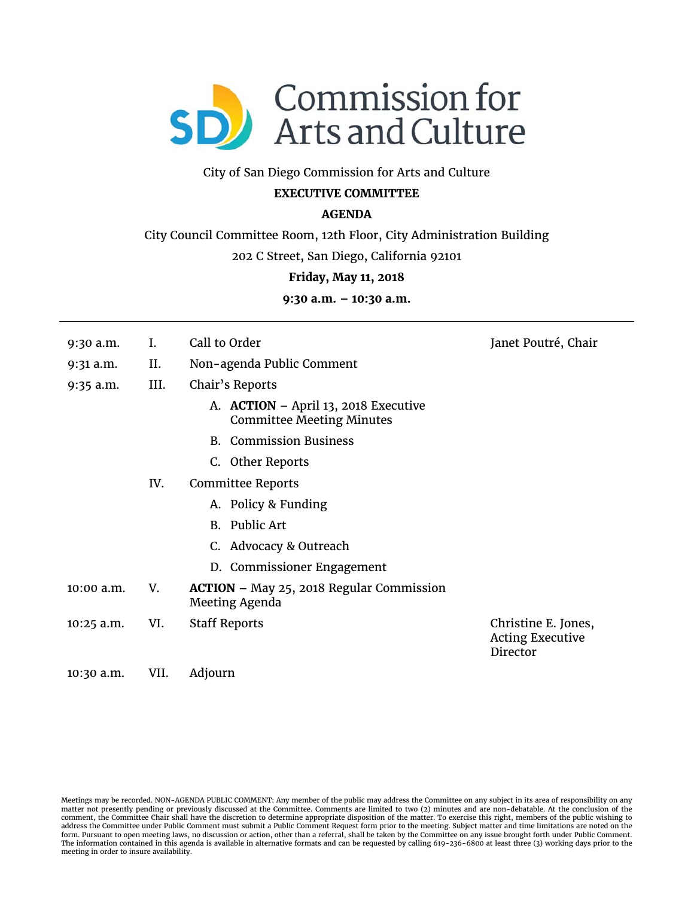# Commission for Arts and Culture

City of San Diego Commission for Arts and Culture

**EXECUTIVE COMMITTEE**

**AGENDA**

City Council Committee Room, 12th Floor, City Administration Building

202 C Street, San Diego, California 92101

**Friday, May 11, 2018**

**9:30 a.m. – 10:30 a.m.**

---

| Time | No. | Item | Presenter |
|---|---|---|---|
| 9:30 a.m. | I. | Call to Order | Janet Poutré, Chair |
| 9:31 a.m. | II. | Non-agenda Public Comment | |
| 9:35 a.m. | III. | Chair's Reports | |
| | | A. **ACTION** – April 13, 2018 Executive Committee Meeting Minutes | |
| | | B. Commission Business | |
| | | C. Other Reports | |
| | IV. | Committee Reports | |
| | | A. Policy & Funding | |
| | | B. Public Art | |
| | | C. Advocacy & Outreach | |
| | | D. Commissioner Engagement | |
| 10:00 a.m. | V. | **ACTION** – May 25, 2018 Regular Commission Meeting Agenda | |
| 10:25 a.m. | VI. | Staff Reports | Christine E. Jones, Acting Executive Director |
| 10:30 a.m. | VII. | Adjourn | |

Meetings may be recorded. NON-AGENDA PUBLIC COMMENT: Any member of the public may address the Committee on any subject in its area of responsibility on any matter not presently pending or previously discussed at the Committee. Comments are limited to two (2) minutes and are non-debatable. At the conclusion of the comment, the Committee Chair shall have the discretion to determine appropriate disposition of the matter. To exercise this right, members of the public wishing to address the Committee under Public Comment must submit a Public Comment Request form prior to the meeting. Subject matter and time limitations are noted on the form. Pursuant to open meeting laws, no discussion or action, other than a referral, shall be taken by the Committee on any issue brought forth under Public Comment. The information contained in this agenda is available in alternative formats and can be requested by calling 619-236-6800 at least three (3) working days prior to the meeting in order to insure availability.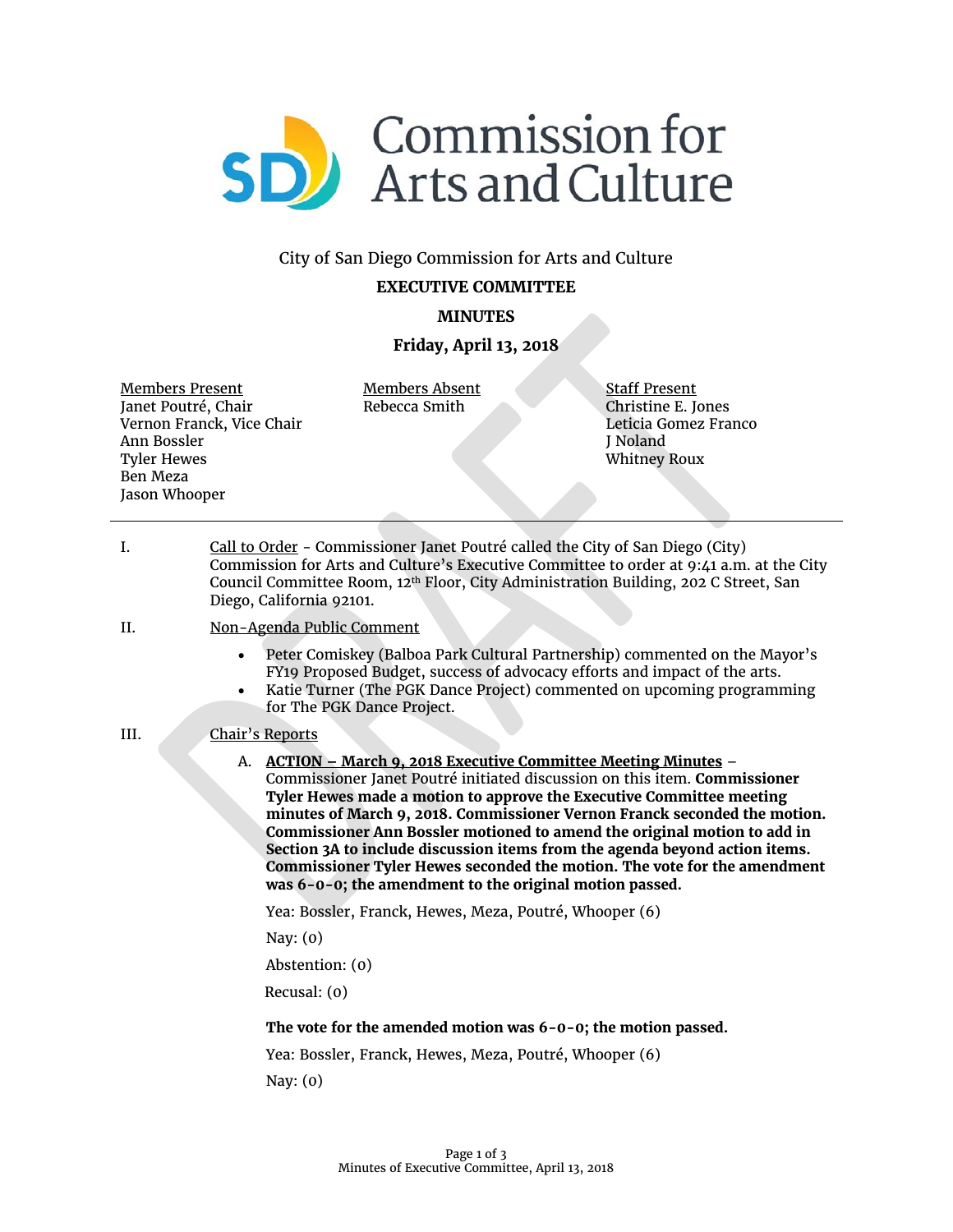City of San Diego Commission for Arts and Culture

**EXECUTIVE COMMITTEE**

**MINUTES**

**Friday, April 13, 2018**

| Members Present | Members Absent | Staff Present |
|---|---|---|
| Janet Poutré, Chair | Rebecca Smith | Christine E. Jones |
| Vernon Franck, Vice Chair | | Leticia Gomez Franco |
| Ann Bossler | | J Noland |
| Tyler Hewes | | Whitney Roux |
| Ben Meza | | |
| Jason Whooper | | |

---

I. Call to Order - Commissioner Janet Poutré called the City of San Diego (City) Commission for Arts and Culture's Executive Committee to order at 9:41 a.m. at the City Council Committee Room, 12th Floor, City Administration Building, 202 C Street, San Diego, California 92101.

II. Non-Agenda Public Comment

- Peter Comiskey (Balboa Park Cultural Partnership) commented on the Mayor's FY19 Proposed Budget, success of advocacy efforts and impact of the arts.
- Katie Turner (The PGK Dance Project) commented on upcoming programming for The PGK Dance Project.

III. Chair's Reports

A. **ACTION – March 9, 2018 Executive Committee Meeting Minutes** – Commissioner Janet Poutré initiated discussion on this item. **Commissioner Tyler Hewes made a motion to approve the Executive Committee meeting minutes of March 9, 2018. Commissioner Vernon Franck seconded the motion. Commissioner Ann Bossler motioned to amend the original motion to add in Section 3A to include discussion items from the agenda beyond action items. Commissioner Tyler Hewes seconded the motion. The vote for the amendment was 6-0-0; the amendment to the original motion passed.**

Yea: Bossler, Franck, Hewes, Meza, Poutré, Whooper (6)

Nay: (0)

Abstention: (0)

Recusal: (0)

**The vote for the amended motion was 6-0-0; the motion passed.**

Yea: Bossler, Franck, Hewes, Meza, Poutré, Whooper (6)

Nay: (0)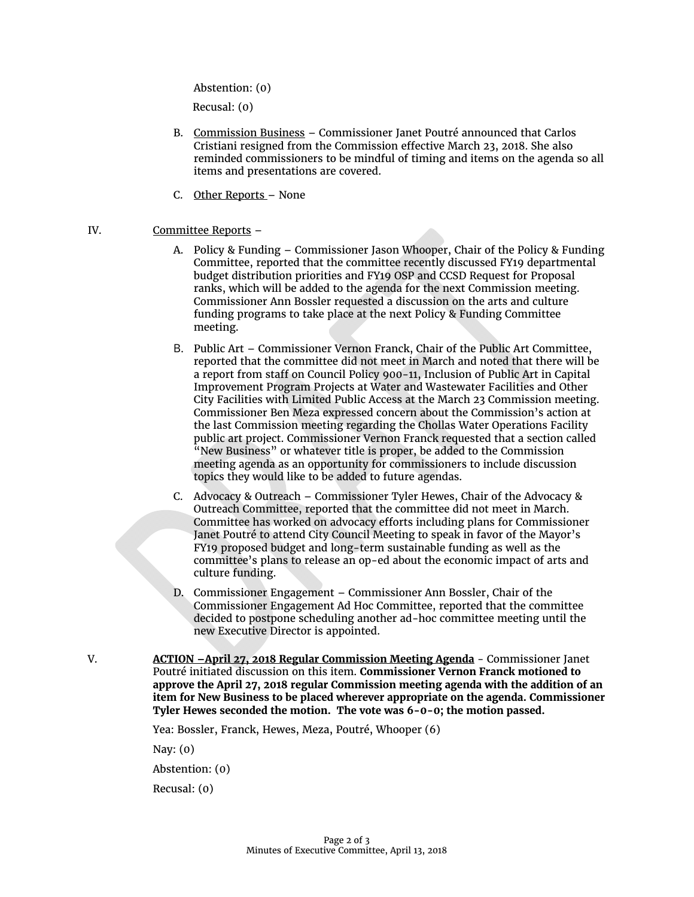Abstention: (0)

Recusal: (0)

B. Commission Business – Commissioner Janet Poutré announced that Carlos Cristiani resigned from the Commission effective March 23, 2018. She also reminded commissioners to be mindful of timing and items on the agenda so all items and presentations are covered.

C. Other Reports – None

IV. Committee Reports –

A. Policy & Funding – Commissioner Jason Whooper, Chair of the Policy & Funding Committee, reported that the committee recently discussed FY19 departmental budget distribution priorities and FY19 OSP and CCSD Request for Proposal ranks, which will be added to the agenda for the next Commission meeting. Commissioner Ann Bossler requested a discussion on the arts and culture funding programs to take place at the next Policy & Funding Committee meeting.

B. Public Art – Commissioner Vernon Franck, Chair of the Public Art Committee, reported that the committee did not meet in March and noted that there will be a report from staff on Council Policy 900-11, Inclusion of Public Art in Capital Improvement Program Projects at Water and Wastewater Facilities and Other City Facilities with Limited Public Access at the March 23 Commission meeting. Commissioner Ben Meza expressed concern about the Commission's action at the last Commission meeting regarding the Chollas Water Operations Facility public art project. Commissioner Vernon Franck requested that a section called "New Business" or whatever title is proper, be added to the Commission meeting agenda as an opportunity for commissioners to include discussion topics they would like to be added to future agendas.

C. Advocacy & Outreach – Commissioner Tyler Hewes, Chair of the Advocacy & Outreach Committee, reported that the committee did not meet in March. Committee has worked on advocacy efforts including plans for Commissioner Janet Poutré to attend City Council Meeting to speak in favor of the Mayor's FY19 proposed budget and long-term sustainable funding as well as the committee's plans to release an op-ed about the economic impact of arts and culture funding.

D. Commissioner Engagement – Commissioner Ann Bossler, Chair of the Commissioner Engagement Ad Hoc Committee, reported that the committee decided to postpone scheduling another ad-hoc committee meeting until the new Executive Director is appointed.

V. **ACTION –April 27, 2018 Regular Commission Meeting Agenda** - Commissioner Janet Poutré initiated discussion on this item. **Commissioner Vernon Franck motioned to approve the April 27, 2018 regular Commission meeting agenda with the addition of an item for New Business to be placed wherever appropriate on the agenda. Commissioner Tyler Hewes seconded the motion. The vote was 6-0-0; the motion passed.**

Yea: Bossler, Franck, Hewes, Meza, Poutré, Whooper (6)

Nay: (0)

Abstention: (0)

Recusal: (0)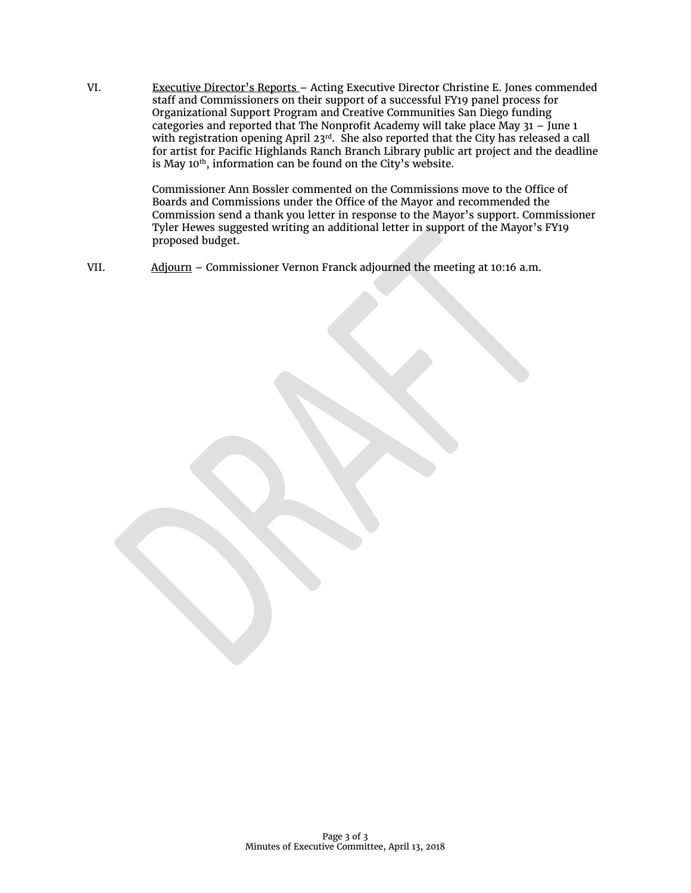VI. Executive Director's Reports – Acting Executive Director Christine E. Jones commended staff and Commissioners on their support of a successful FY19 panel process for Organizational Support Program and Creative Communities San Diego funding categories and reported that The Nonprofit Academy will take place May 31 – June 1 with registration opening April 23rd. She also reported that the City has released a call for artist for Pacific Highlands Ranch Branch Library public art project and the deadline is May 10th, information can be found on the City's website.

Commissioner Ann Bossler commented on the Commissions move to the Office of Boards and Commissions under the Office of the Mayor and recommended the Commission send a thank you letter in response to the Mayor's support. Commissioner Tyler Hewes suggested writing an additional letter in support of the Mayor's FY19 proposed budget.

VII. Adjourn – Commissioner Vernon Franck adjourned the meeting at 10:16 a.m.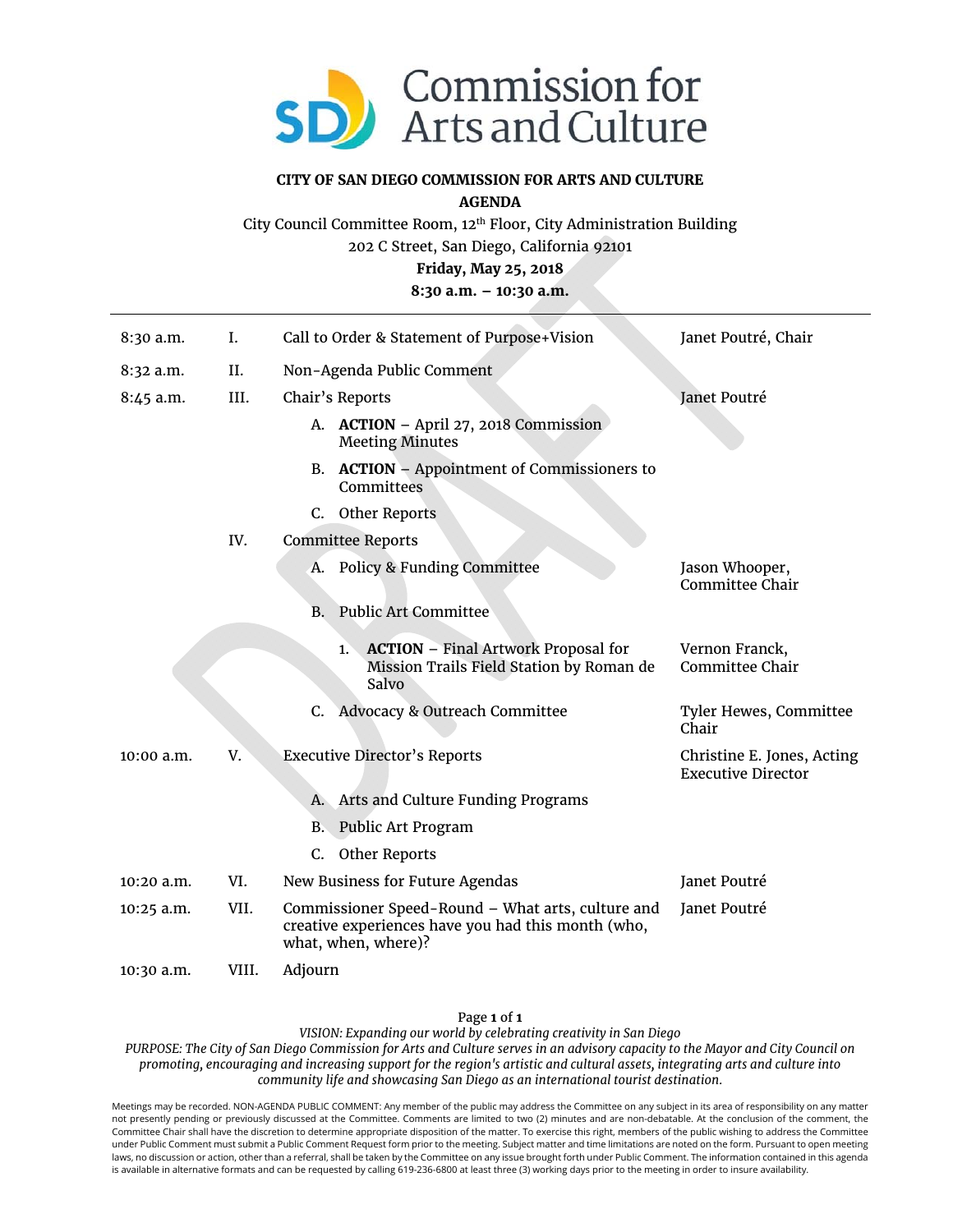**Commission for Arts and Culture**

**CITY OF SAN DIEGO COMMISSION FOR ARTS AND CULTURE**

**AGENDA**

City Council Committee Room, 12th Floor, City Administration Building

202 C Street, San Diego, California 92101

**Friday, May 25, 2018**

**8:30 a.m. – 10:30 a.m.**

---

| | | | |
|---|---|---|---|
| 8:30 a.m. | I. | Call to Order & Statement of Purpose+Vision | Janet Poutré, Chair |
| 8:32 a.m. | II. | Non-Agenda Public Comment | |
| 8:45 a.m. | III. | Chair's Reports | Janet Poutré |
| | | A. **ACTION** – April 27, 2018 Commission Meeting Minutes | |
| | | B. **ACTION** – Appointment of Commissioners to Committees | |
| | | C. Other Reports | |
| | IV. | Committee Reports | |
| | | A. Policy & Funding Committee | Jason Whooper, Committee Chair |
| | | B. Public Art Committee | |
| | | 1. **ACTION** – Final Artwork Proposal for Mission Trails Field Station by Roman de Salvo | Vernon Franck, Committee Chair |
| | | C. Advocacy & Outreach Committee | Tyler Hewes, Committee Chair |
| 10:00 a.m. | V. | Executive Director's Reports | Christine E. Jones, Acting Executive Director |
| | | A. Arts and Culture Funding Programs | |
| | | B. Public Art Program | |
| | | C. Other Reports | |
| 10:20 a.m. | VI. | New Business for Future Agendas | Janet Poutré |
| 10:25 a.m. | VII. | Commissioner Speed-Round – What arts, culture and creative experiences have you had this month (who, what, when, where)? | Janet Poutré |
| 10:30 a.m. | VIII. | Adjourn | |

*VISION: Expanding our world by celebrating creativity in San Diego*

*PURPOSE: The City of San Diego Commission for Arts and Culture serves in an advisory capacity to the Mayor and City Council on promoting, encouraging and increasing support for the region's artistic and cultural assets, integrating arts and culture into community life and showcasing San Diego as an international tourist destination.*

Meetings may be recorded. NON-AGENDA PUBLIC COMMENT: Any member of the public may address the Committee on any subject in its area of responsibility on any matter not presently pending or previously discussed at the Committee. Comments are limited to two (2) minutes and are non-debatable. At the conclusion of the comment, the Committee Chair shall have the discretion to determine appropriate disposition of the matter. To exercise this right, members of the public wishing to address the Committee under Public Comment must submit a Public Comment Request form prior to the meeting. Subject matter and time limitations are noted on the form. Pursuant to open meeting laws, no discussion or action, other than a referral, shall be taken by the Committee on any issue brought forth under Public Comment. The information contained in this agenda is available in alternative formats and can be requested by calling 619-236-6800 at least three (3) working days prior to the meeting in order to insure availability.